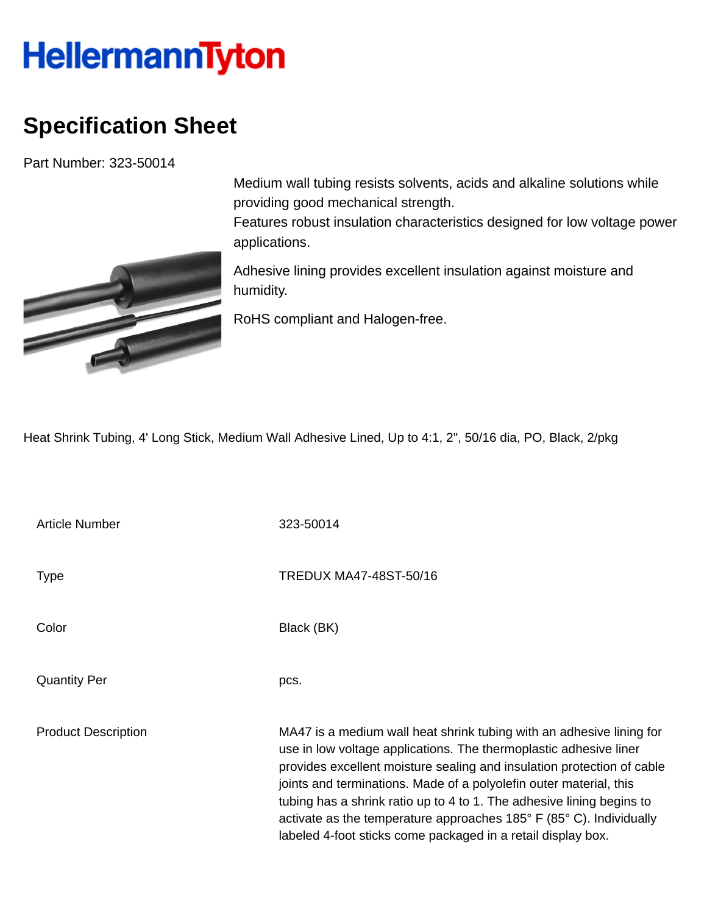HellermannTyton

# Specification Sheet

Part Number: 323-50014

Medium wall tubing resists solvents, acids and alkaline solutions while providing good mechanical strength.
Features robust insulation characteristics designed for low voltage power applications.

Adhesive lining provides excellent insulation against moisture and humidity.

RoHS compliant and Halogen-free.

Heat Shrink Tubing, 4' Long Stick, Medium Wall Adhesive Lined, Up to 4:1, 2", 50/16 dia, PO, Black, 2/pkg

| | |
|---|---|
| Article Number | 323-50014 |
| Type | TREDUX MA47-48ST-50/16 |
| Color | Black (BK) |
| Quantity Per | pcs. |
| Product Description | MA47 is a medium wall heat shrink tubing with an adhesive lining for use in low voltage applications. The thermoplastic adhesive liner provides excellent moisture sealing and insulation protection of cable joints and terminations. Made of a polyolefin outer material, this tubing has a shrink ratio up to 4 to 1. The adhesive lining begins to activate as the temperature approaches 185° F (85° C). Individually labeled 4-foot sticks come packaged in a retail display box. |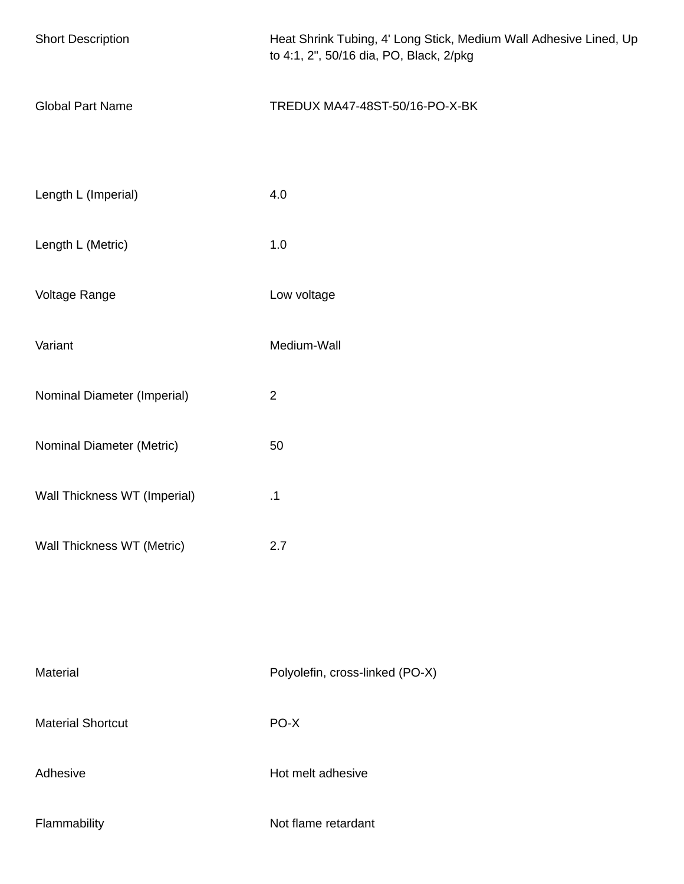| | |
|---|---|
| Short Description | Heat Shrink Tubing, 4' Long Stick, Medium Wall Adhesive Lined, Up to 4:1, 2", 50/16 dia, PO, Black, 2/pkg |
| Global Part Name | TREDUX MA47-48ST-50/16-PO-X-BK |

| | |
|---|---|
| Length L (Imperial) | 4.0 |
| Length L (Metric) | 1.0 |
| Voltage Range | Low voltage |
| Variant | Medium-Wall |
| Nominal Diameter (Imperial) | 2 |
| Nominal Diameter (Metric) | 50 |
| Wall Thickness WT (Imperial) | .1 |
| Wall Thickness WT (Metric) | 2.7 |

| | |
|---|---|
| Material | Polyolefin, cross-linked (PO-X) |
| Material Shortcut | PO-X |
| Adhesive | Hot melt adhesive |
| Flammability | Not flame retardant |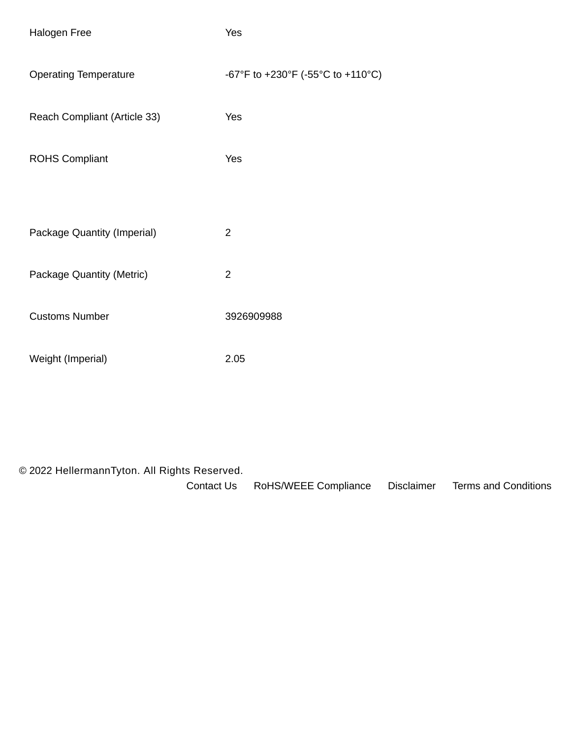| | |
|---|---|
| Halogen Free | Yes |
| Operating Temperature | -67°F to +230°F (-55°C to +110°C) |
| Reach Compliant (Article 33) | Yes |
| ROHS Compliant | Yes |

| | |
|---|---|
| Package Quantity (Imperial) | 2 |
| Package Quantity (Metric) | 2 |
| Customs Number | 3926909988 |
| Weight (Imperial) | 2.05 |

© 2022 HellermannTyton. All Rights Reserved.

Contact Us RoHS/WEEE Compliance Disclaimer Terms and Conditions